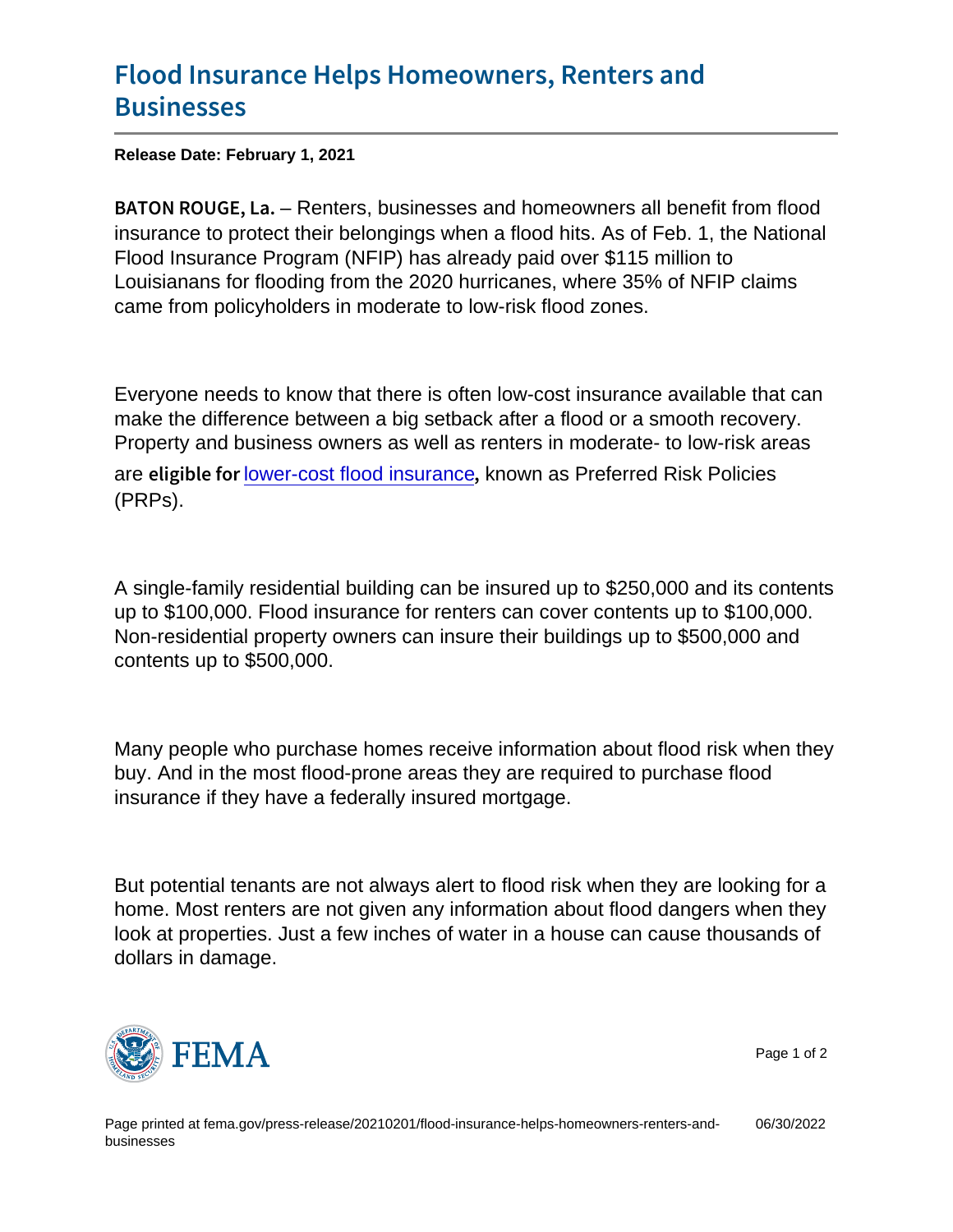# Flood Insurance Helps Homeowners, Renters and Businesses

**Release Date: February 1, 2021**

BATON ROUGE, La. – Renters, businesses and homeowners all benefit from flood insurance to protect their belongings when a flood hits. As of Feb. 1, the National Flood Insurance Program (NFIP) has already paid over $115 million to Louisianans for flooding from the 2020 hurricanes, where 35% of NFIP claims came from policyholders in moderate to low-risk flood zones.

Everyone needs to know that there is often low-cost insurance available that can make the difference between a big setback after a flood or a smooth recovery. Property and business owners as well as renters in moderate- to low-risk areas are eligible for lower-cost flood insurance, known as Preferred Risk Policies (PRPs).

A single-family residential building can be insured up to $250,000 and its contents up to $100,000. Flood insurance for renters can cover contents up to $100,000. Non-residential property owners can insure their buildings up to $500,000 and contents up to $500,000.

Many people who purchase homes receive information about flood risk when they buy. And in the most flood-prone areas they are required to purchase flood insurance if they have a federally insured mortgage.

But potential tenants are not always alert to flood risk when they are looking for a home. Most renters are not given any information about flood dangers when they look at properties. Just a few inches of water in a house can cause thousands of dollars in damage.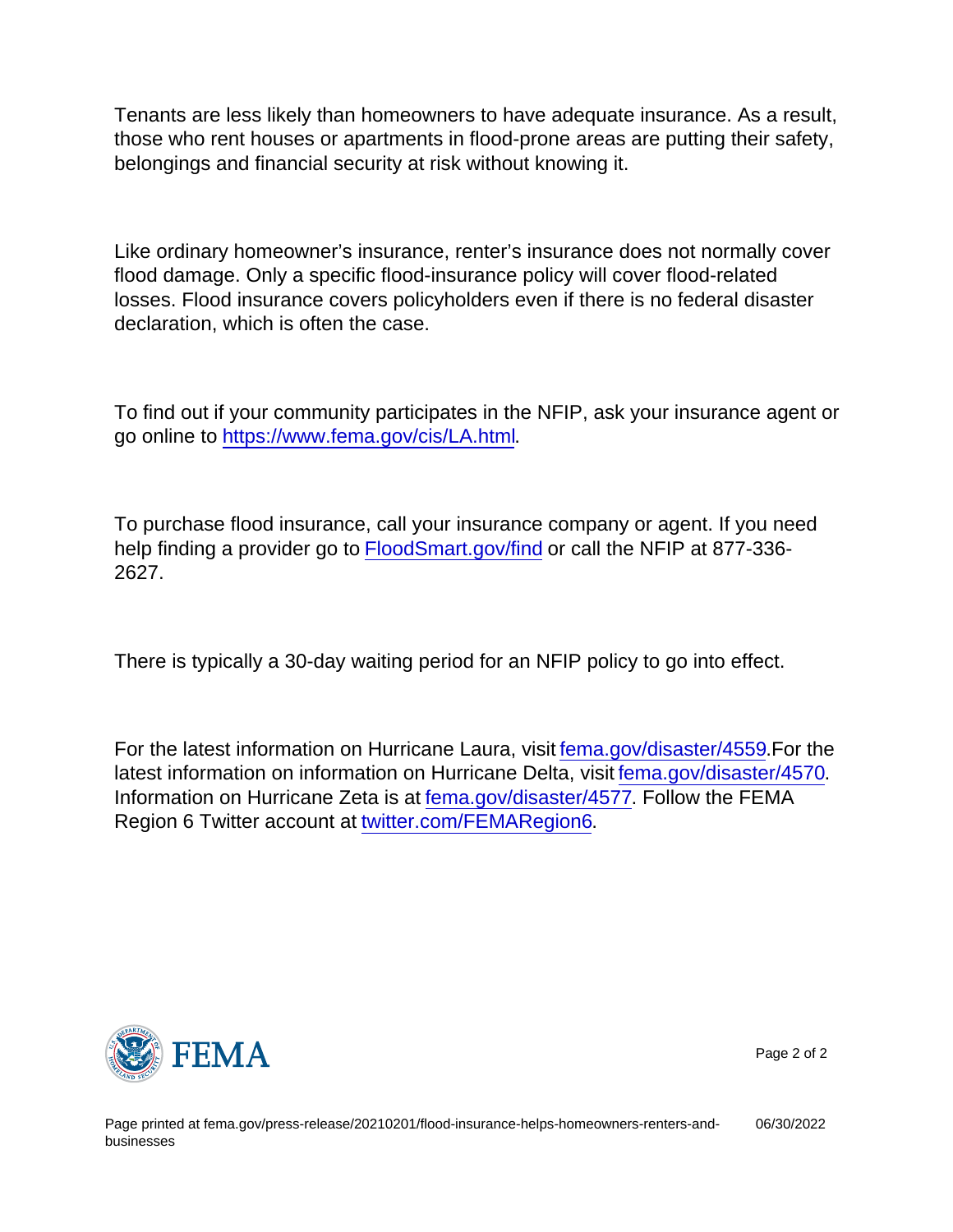Tenants are less likely than homeowners to have adequate insurance. As a result, those who rent houses or apartments in flood-prone areas are putting their safety, belongings and financial security at risk without knowing it.

Like ordinary homeowner's insurance, renter's insurance does not normally cover flood damage. Only a specific flood-insurance policy will cover flood-related losses. Flood insurance covers policyholders even if there is no federal disaster declaration, which is often the case.

To find out if your community participates in the NFIP, ask your insurance agent or go online to https://www.fema.gov/cis/LA.html.

To purchase flood insurance, call your insurance company or agent. If you need help finding a provider go to FloodSmart.gov/find or call the NFIP at 877-336-2627.

There is typically a 30-day waiting period for an NFIP policy to go into effect.

For the latest information on Hurricane Laura, visit fema.gov/disaster/4559.For the latest information on information on Hurricane Delta, visit fema.gov/disaster/4570. Information on Hurricane Zeta is at fema.gov/disaster/4577. Follow the FEMA Region 6 Twitter account at twitter.com/FEMARegion6.